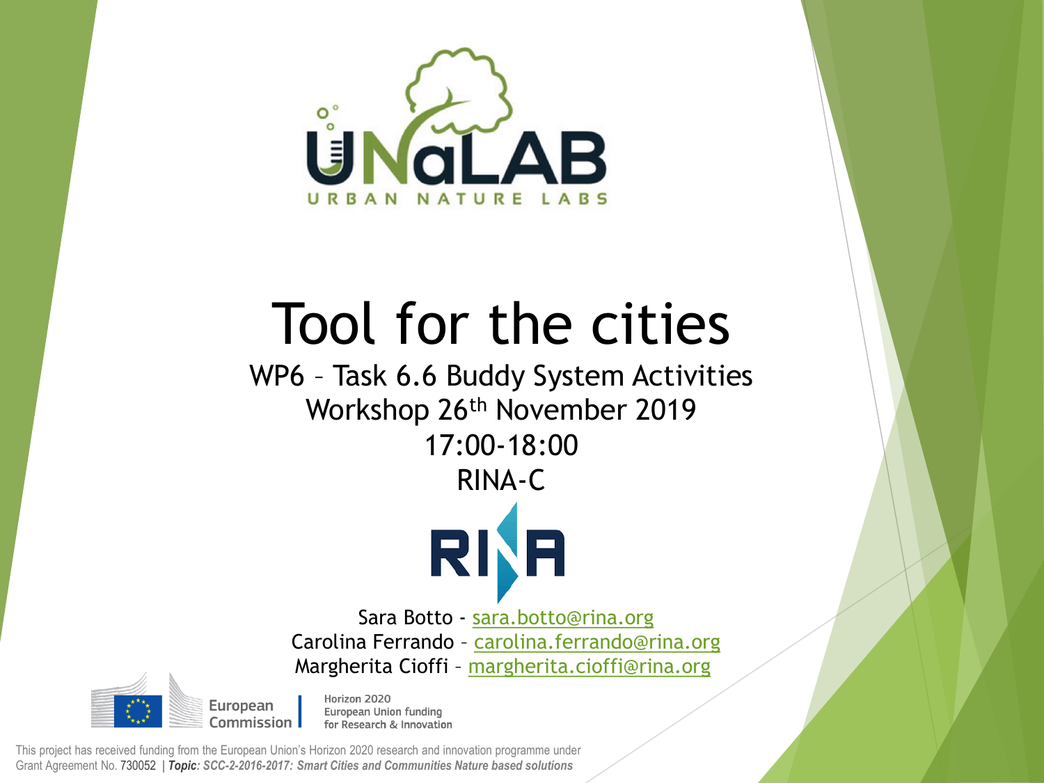UNaLAB

URBAN NATURE LABS

# Tool for the cities

WP6 – Task 6.6 Buddy System Activities

Workshop 26th November 2019

17:00-18:00

RINA-C

RINA

Sara Botto - sara.botto@rina.org

Carolina Ferrando – carolina.ferrando@rina.org

Margherita Cioffi – margherita.cioffi@rina.org

European Commission | Horizon 2020 European Union funding for Research & Innovation

This project has received funding from the European Union's Horizon 2020 research and innovation programme under Grant Agreement No. 730052 | ***Topic: SCC-2-2016-2017: Smart Cities and Communities Nature based solutions***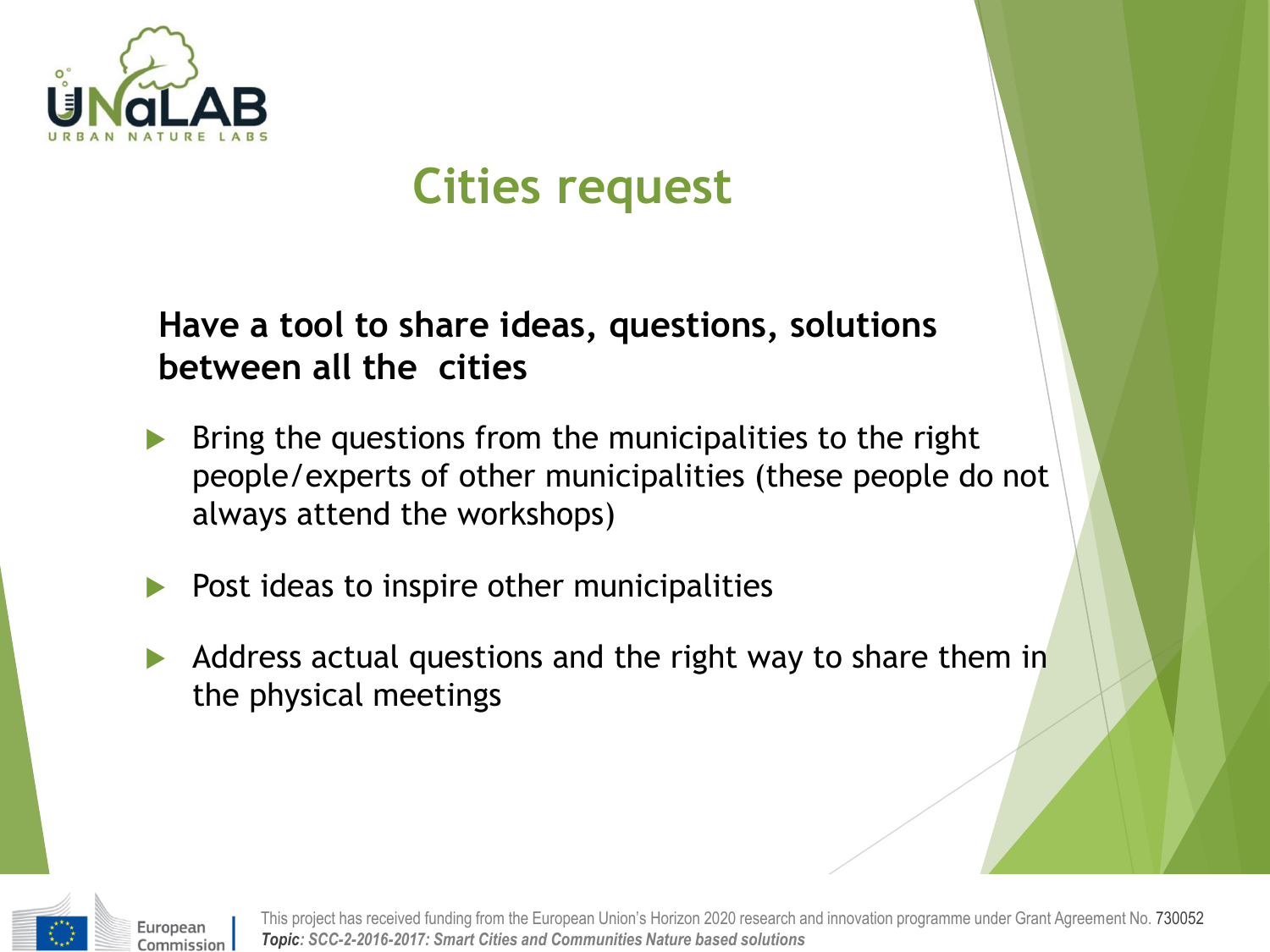# Cities request

**Have a tool to share ideas, questions, solutions between all the cities**

- Bring the questions from the municipalities to the right people/experts of other municipalities (these people do not always attend the workshops)
- Post ideas to inspire other municipalities
- Address actual questions and the right way to share them in the physical meetings

This project has received funding from the European Union's Horizon 2020 research and innovation programme under Grant Agreement No. 730052
***Topic**: SCC-2-2016-2017: Smart Cities and Communities Nature based solutions*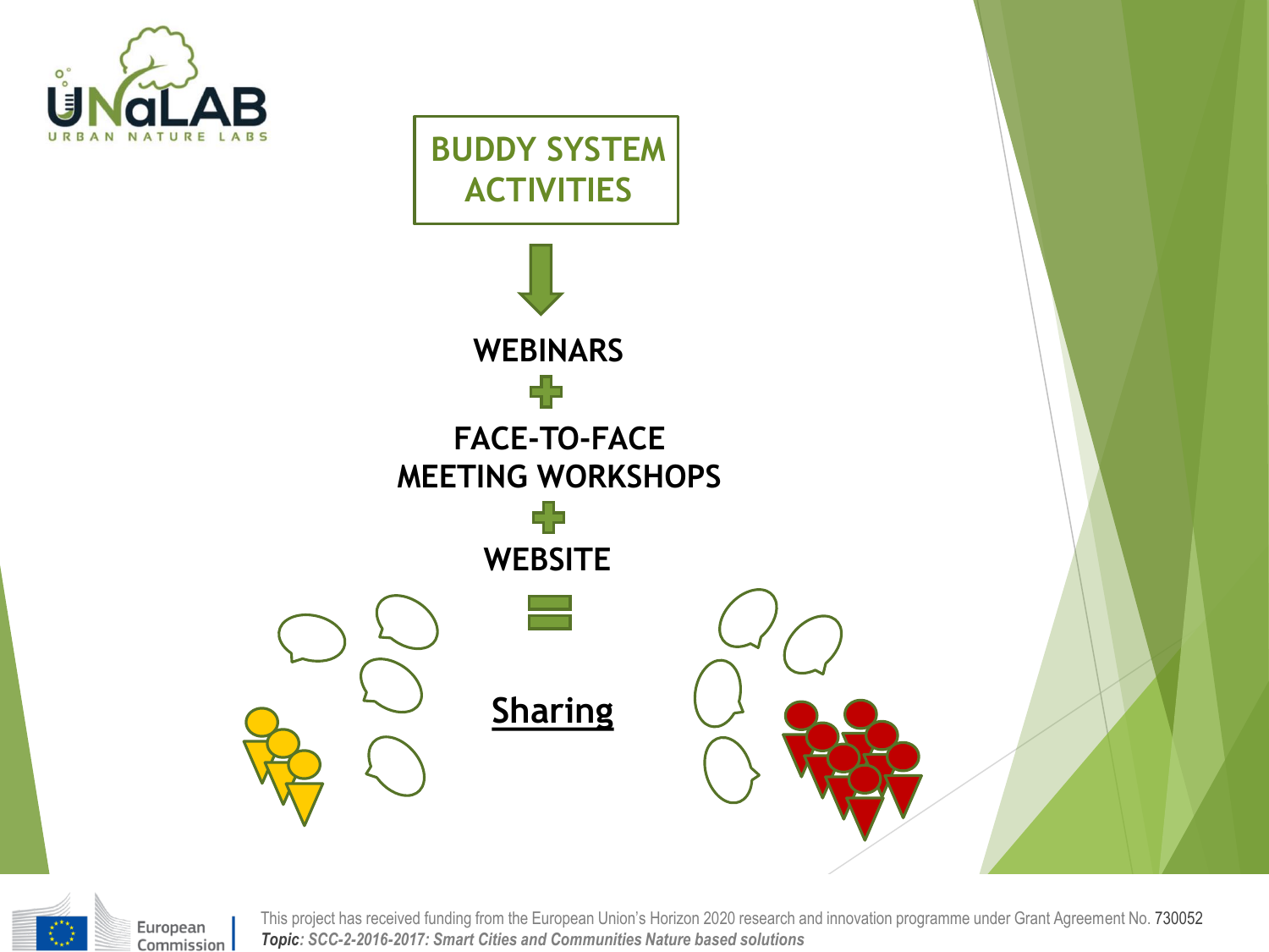# BUDDY SYSTEM ACTIVITIES

**WEBINARS**

**+**

**FACE-TO-FACE MEETING WORKSHOPS**

**+**

**WEBSITE**

**=**

**Sharing**

This project has received funding from the European Union's Horizon 2020 research and innovation programme under Grant Agreement No. 730052

***Topic**: SCC-2-2016-2017: Smart Cities and Communities Nature based solutions*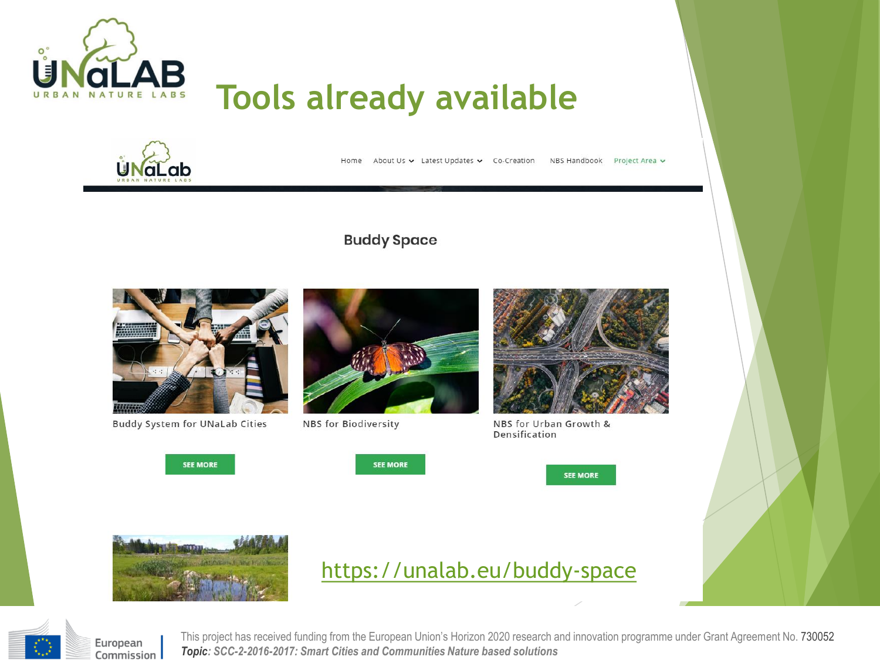# Tools already available

Home About Us Latest Updates Co-Creation NBS Handbook Project Area

## Buddy Space

Buddy System for UNaLab Cities

SEE MORE

NBS for Biodiversity

SEE MORE

NBS for Urban Growth & Densification

SEE MORE

https://unalab.eu/buddy-space

This project has received funding from the European Union's Horizon 2020 research and innovation programme under Grant Agreement No. 730052
*Topic: SCC-2-2016-2017: Smart Cities and Communities Nature based solutions*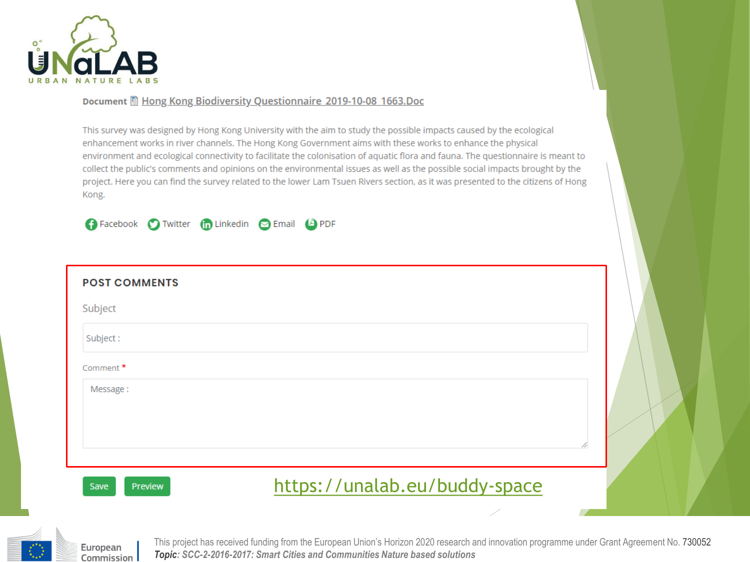**Document** Hong Kong Biodiversity Questionnaire 2019-10-08 1663.Doc

This survey was designed by Hong Kong University with the aim to study the possible impacts caused by the ecological enhancement works in river channels. The Hong Kong Government aims with these works to enhance the physical environment and ecological connectivity to facilitate the colonisation of aquatic flora and fauna. The questionnaire is meant to collect the public's comments and opinions on the environmental issues as well as the possible social impacts brought by the project. Here you can find the survey related to the lower Lam Tsuen Rivers section, as it was presented to the citizens of Hong Kong.

Facebook Twitter Linkedin Email PDF

## POST COMMENTS

Subject

Subject :

Comment *

Message :

Save Preview

https://unalab.eu/buddy-space

This project has received funding from the European Union's Horizon 2020 research and innovation programme under Grant Agreement No. 730052
***Topic**: SCC-2-2016-2017: Smart Cities and Communities Nature based solutions*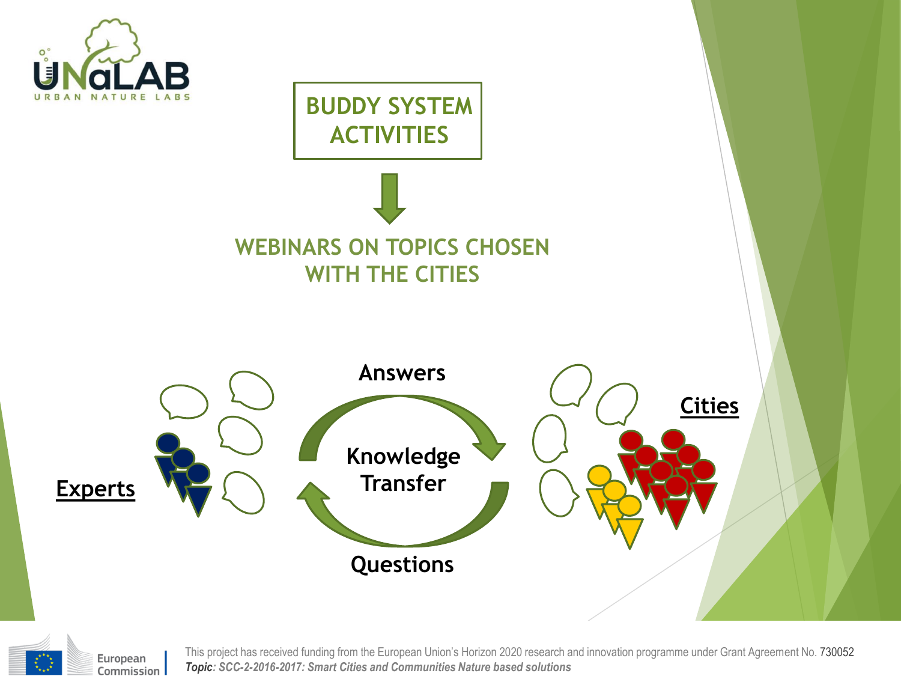# BUDDY SYSTEM ACTIVITIES

## WEBINARS ON TOPICS CHOSEN WITH THE CITIES

Answers

Knowledge Transfer

Questions

**Experts**

**Cities**

This project has received funding from the European Union's Horizon 2020 research and innovation programme under Grant Agreement No. 730052
***Topic: SCC-2-2016-2017: Smart Cities and Communities Nature based solutions***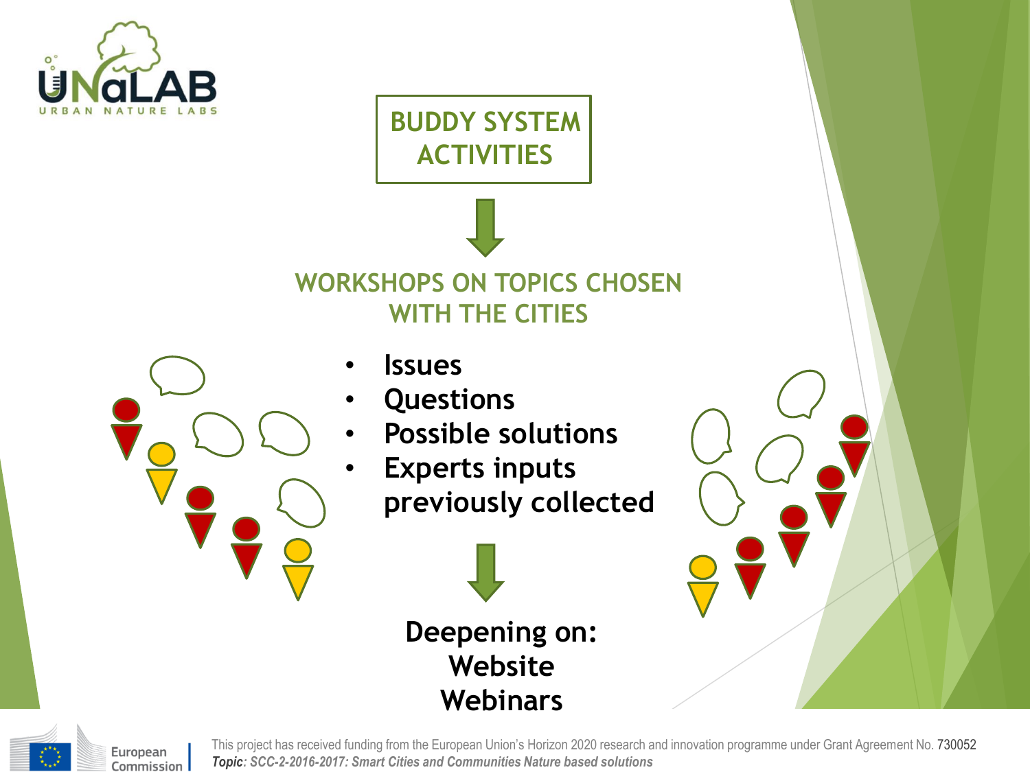# BUDDY SYSTEM ACTIVITIES

## WORKSHOPS ON TOPICS CHOSEN WITH THE CITIES

- **Issues**
- **Questions**
- **Possible solutions**
- **Experts inputs previously collected**

**Deepening on:**
**Website**
**Webinars**

This project has received funding from the European Union's Horizon 2020 research and innovation programme under Grant Agreement No. 730052
***Topic**: SCC-2-2016-2017: Smart Cities and Communities Nature based solutions*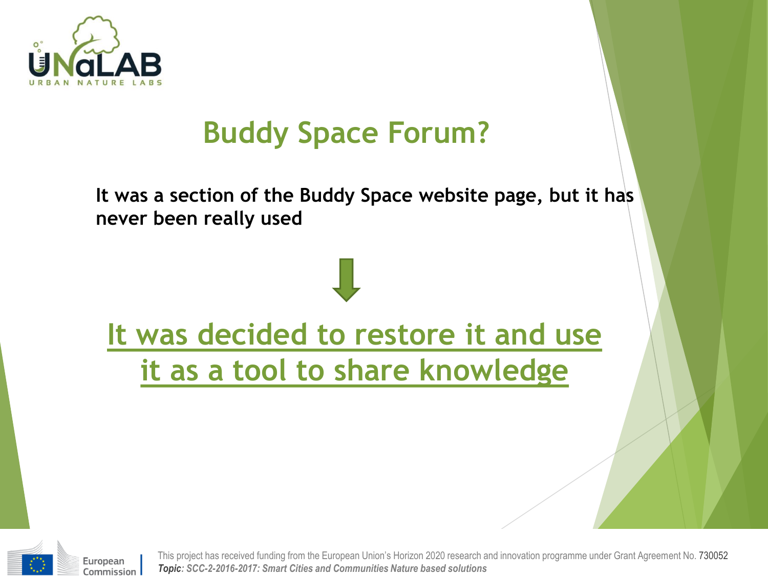## Buddy Space Forum?

**It was a section of the Buddy Space website page, but it has never been really used**

**It was decided to restore it and use it as a tool to share knowledge**

This project has received funding from the European Union's Horizon 2020 research and innovation programme under Grant Agreement No. 730052

***Topic: SCC-2-2016-2017: Smart Cities and Communities Nature based solutions***